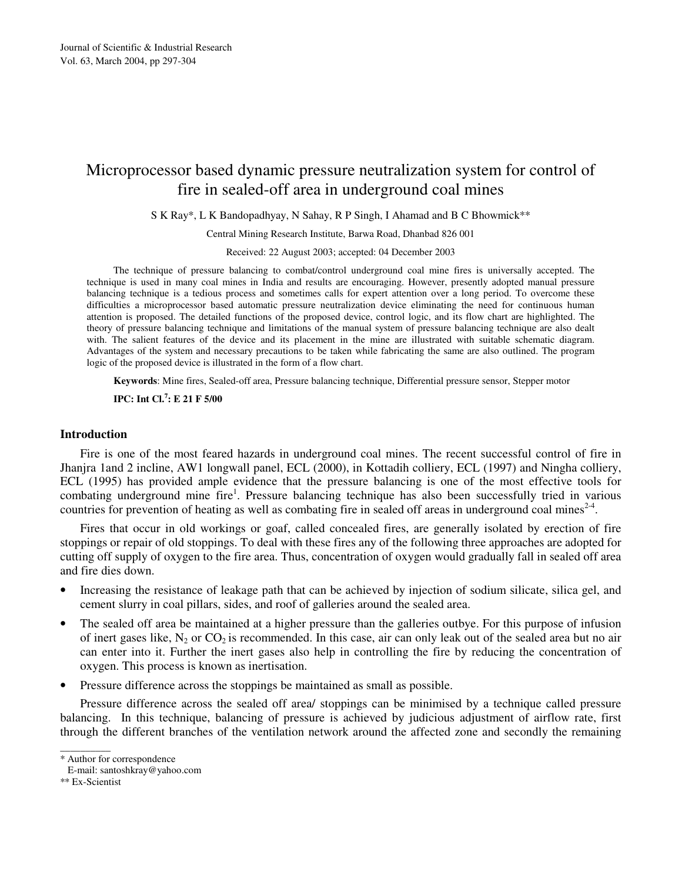# Microprocessor based dynamic pressure neutralization system for control of fire in sealed-off area in underground coal mines

S K Ray*, L K Bandopadhyay, N Sahay, R P Singh, I Ahamad and B C Bhowmick**

Central Mining Research Institute, Barwa Road, Dhanbad 826 001

Received: 22 August 2003; accepted: 04 December 2003

The technique of pressure balancing to combat/control underground coal mine fires is universally accepted. The technique is used in many coal mines in India and results are encouraging. However, presently adopted manual pressure balancing technique is a tedious process and sometimes calls for expert attention over a long period. To overcome these difficulties a microprocessor based automatic pressure neutralization device eliminating the need for continuous human attention is proposed. The detailed functions of the proposed device, control logic, and its flow chart are highlighted. The theory of pressure balancing technique and limitations of the manual system of pressure balancing technique are also dealt with. The salient features of the device and its placement in the mine are illustrated with suitable schematic diagram. Advantages of the system and necessary precautions to be taken while fabricating the same are also outlined. The program logic of the proposed device is illustrated in the form of a flow chart.

**Keywords**: Mine fires, Sealed-off area, Pressure balancing technique, Differential pressure sensor, Stepper motor

**IPC: Int Cl.[7]: E 21 F 5/00**

## Introduction

Fire is one of the most feared hazards in underground coal mines. The recent successful control of fire in Jhanjra 1and 2 incline, AW1 longwall panel, ECL (2000), in Kottadih colliery, ECL (1997) and Ningha colliery, ECL (1995) has provided ample evidence that the pressure balancing is one of the most effective tools for combating underground mine fire[1]. Pressure balancing technique has also been successfully tried in various countries for prevention of heating as well as combating fire in sealed off areas in underground coal mines[2-4].

Fires that occur in old workings or goaf, called concealed fires, are generally isolated by erection of fire stoppings or repair of old stoppings. To deal with these fires any of the following three approaches are adopted for cutting off supply of oxygen to the fire area. Thus, concentration of oxygen would gradually fall in sealed off area and fire dies down.

- Increasing the resistance of leakage path that can be achieved by injection of sodium silicate, silica gel, and cement slurry in coal pillars, sides, and roof of galleries around the sealed area.
- The sealed off area be maintained at a higher pressure than the galleries outbye. For this purpose of infusion of inert gases like, $N_2$ or $CO_2$ is recommended. In this case, air can only leak out of the sealed area but no air can enter into it. Further the inert gases also help in controlling the fire by reducing the concentration of oxygen. This process is known as inertisation.
- Pressure difference across the stoppings be maintained as small as possible.

Pressure difference across the sealed off area/ stoppings can be minimised by a technique called pressure balancing. In this technique, balancing of pressure is achieved by judicious adjustment of airflow rate, first through the different branches of the ventilation network around the affected zone and secondly the remaining

---

\* Author for correspondence
E-mail: santoshkray@yahoo.com
\*\* Ex-Scientist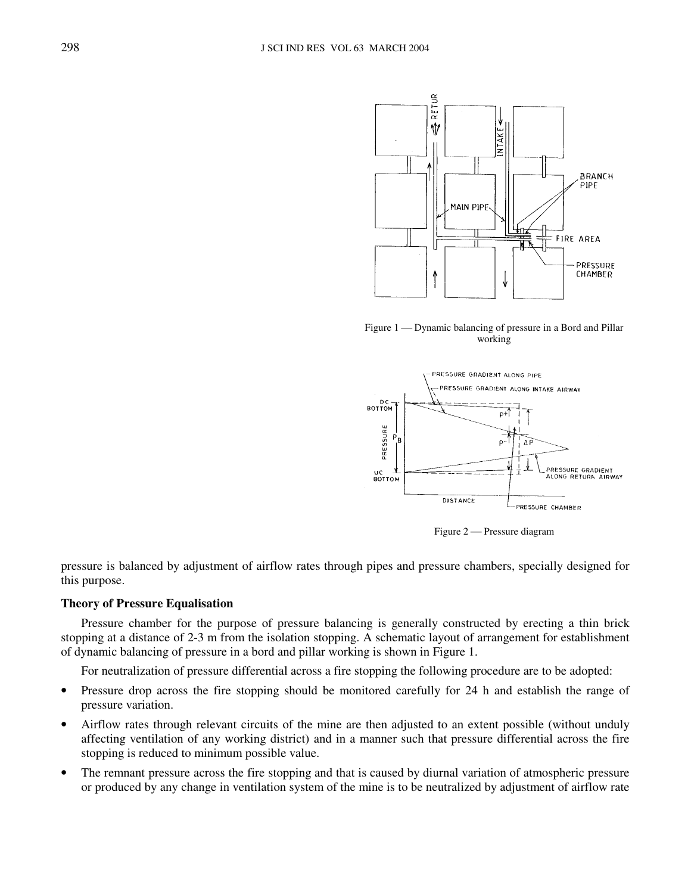Figure 1 — Dynamic balancing of pressure in a Bord and Pillar working

Figure 2 — Pressure diagram

pressure is balanced by adjustment of airflow rates through pipes and pressure chambers, specially designed for this purpose.

**Theory of Pressure Equalisation**

Pressure chamber for the purpose of pressure balancing is generally constructed by erecting a thin brick stopping at a distance of 2-3 m from the isolation stopping. A schematic layout of arrangement for establishment of dynamic balancing of pressure in a bord and pillar working is shown in Figure 1.

For neutralization of pressure differential across a fire stopping the following procedure are to be adopted:

- Pressure drop across the fire stopping should be monitored carefully for 24 h and establish the range of pressure variation.
- Airflow rates through relevant circuits of the mine are then adjusted to an extent possible (without unduly affecting ventilation of any working district) and in a manner such that pressure differential across the fire stopping is reduced to minimum possible value.
- The remnant pressure across the fire stopping and that is caused by diurnal variation of atmospheric pressure or produced by any change in ventilation system of the mine is to be neutralized by adjustment of airflow rate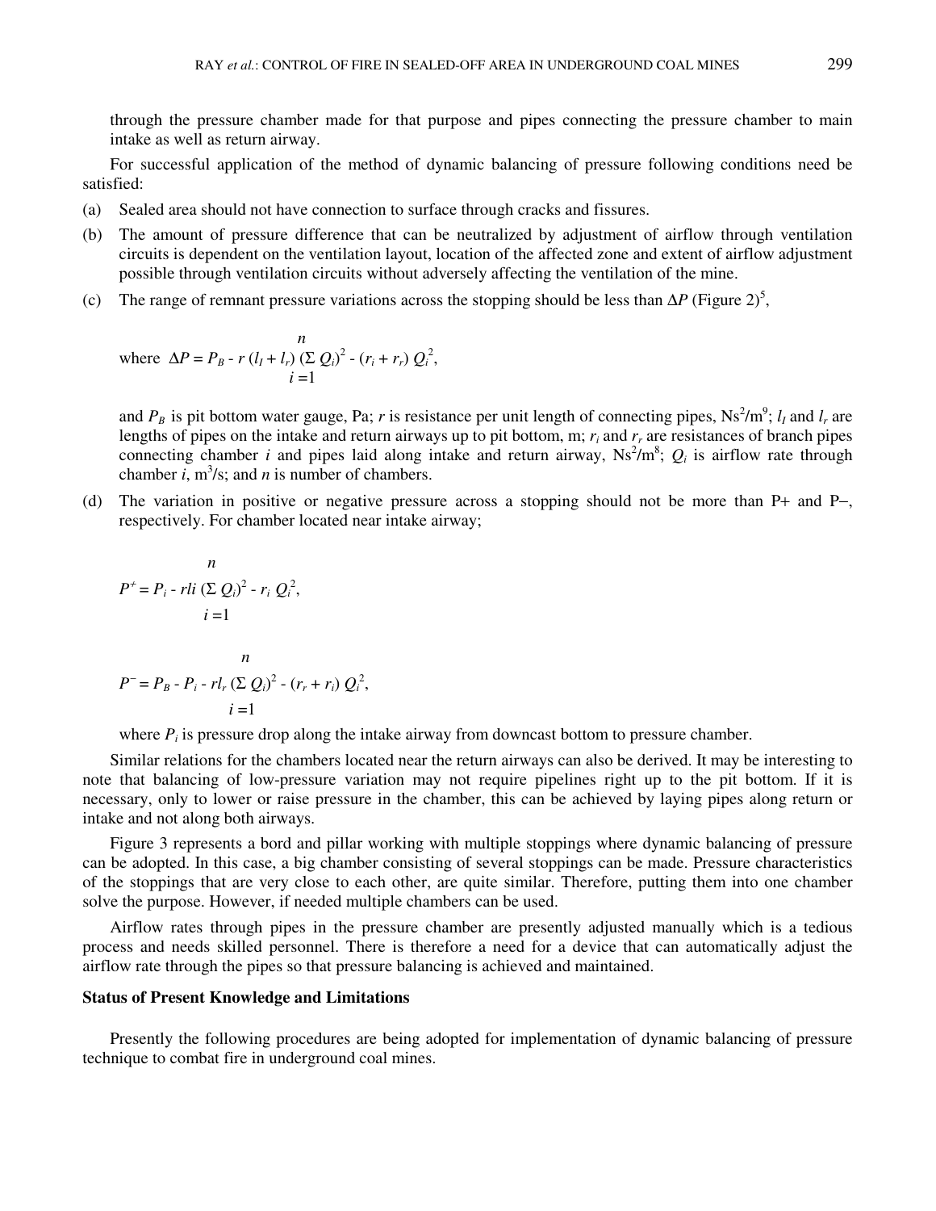through the pressure chamber made for that purpose and pipes connecting the pressure chamber to main intake as well as return airway.

For successful application of the method of dynamic balancing of pressure following conditions need be satisfied:

(a) Sealed area should not have connection to surface through cracks and fissures.

(b) The amount of pressure difference that can be neutralized by adjustment of airflow through ventilation circuits is dependent on the ventilation layout, location of the affected zone and extent of airflow adjustment possible through ventilation circuits without adversely affecting the ventilation of the mine.

(c) The range of remnant pressure variations across the stopping should be less than $\Delta P$ (Figure 2)[5],

$$\text{where } \Delta P = P_B - r\,(l_I + l_r)\,\Big(\sum_{i=1}^{n} Q_i\Big)^2 - (r_i + r_r)\,Q_i^2,$$

and $P_B$ is pit bottom water gauge, Pa; $r$ is resistance per unit length of connecting pipes, $Ns^2/m^9$; $l_I$ and $l_r$ are lengths of pipes on the intake and return airways up to pit bottom, m; $r_i$ and $r_r$ are resistances of branch pipes connecting chamber $i$ and pipes laid along intake and return airway, $Ns^2/m^8$; $Q_i$ is airflow rate through chamber $i$, $m^3/s$; and $n$ is number of chambers.

(d) The variation in positive or negative pressure across a stopping should not be more than P+ and P–, respectively. For chamber located near intake airway;

$$P^+ = P_i - rli\,\Big(\sum_{i=1}^{n} Q_i\Big)^2 - r_i\,Q_i^2,$$

$$P^- = P_B - P_i - rl_r\,\Big(\sum_{i=1}^{n} Q_i\Big)^2 - (r_r + r_i)\,Q_i^2,$$

where $P_i$ is pressure drop along the intake airway from downcast bottom to pressure chamber.

Similar relations for the chambers located near the return airways can also be derived. It may be interesting to note that balancing of low-pressure variation may not require pipelines right up to the pit bottom. If it is necessary, only to lower or raise pressure in the chamber, this can be achieved by laying pipes along return or intake and not along both airways.

Figure 3 represents a bord and pillar working with multiple stoppings where dynamic balancing of pressure can be adopted. In this case, a big chamber consisting of several stoppings can be made. Pressure characteristics of the stoppings that are very close to each other, are quite similar. Therefore, putting them into one chamber solve the purpose. However, if needed multiple chambers can be used.

Airflow rates through pipes in the pressure chamber are presently adjusted manually which is a tedious process and needs skilled personnel. There is therefore a need for a device that can automatically adjust the airflow rate through the pipes so that pressure balancing is achieved and maintained.

**Status of Present Knowledge and Limitations**

Presently the following procedures are being adopted for implementation of dynamic balancing of pressure technique to combat fire in underground coal mines.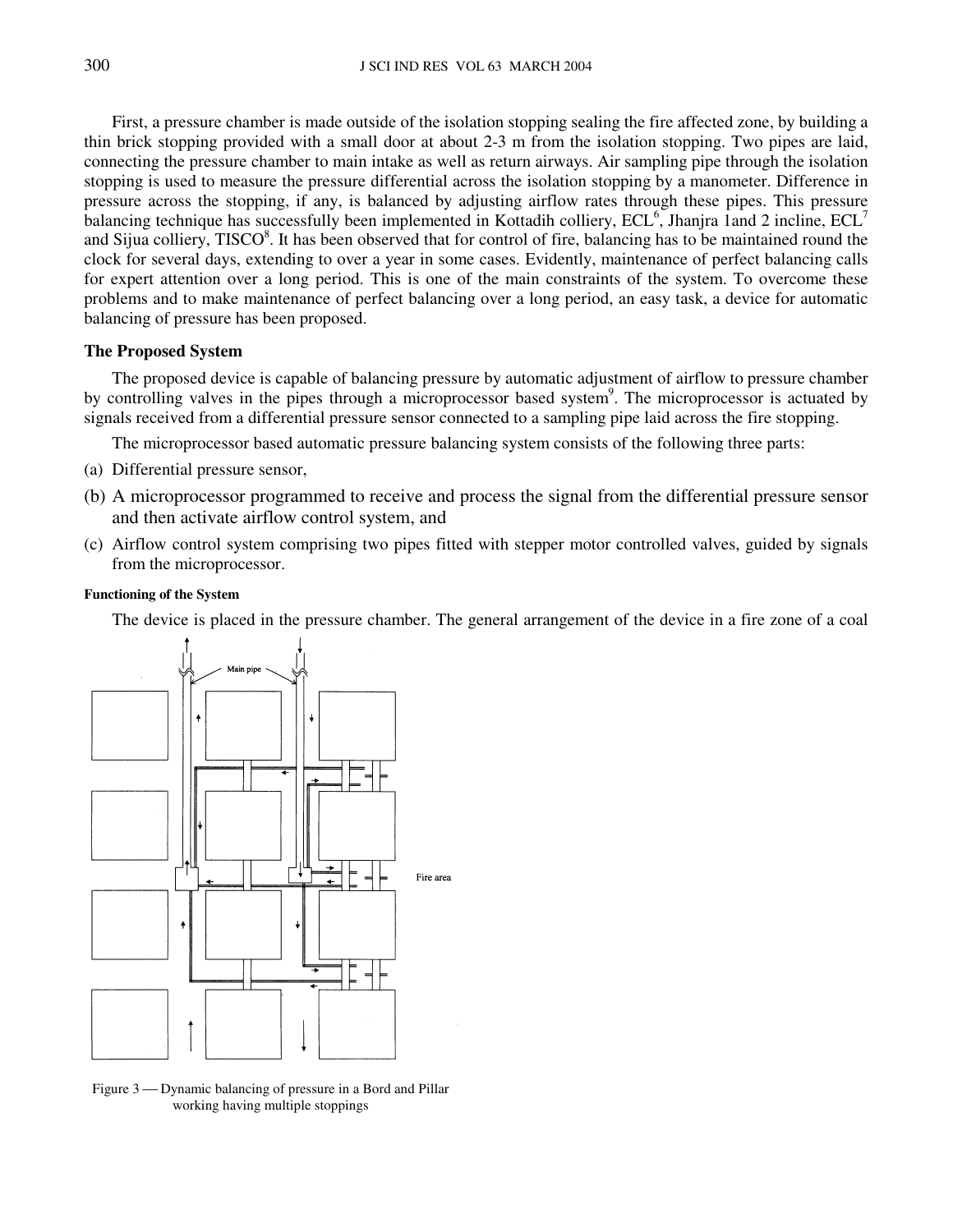First, a pressure chamber is made outside of the isolation stopping sealing the fire affected zone, by building a thin brick stopping provided with a small door at about 2-3 m from the isolation stopping. Two pipes are laid, connecting the pressure chamber to main intake as well as return airways. Air sampling pipe through the isolation stopping is used to measure the pressure differential across the isolation stopping by a manometer. Difference in pressure across the stopping, if any, is balanced by adjusting airflow rates through these pipes. This pressure balancing technique has successfully been implemented in Kottadih colliery, ECL[6], Jhanjra 1and 2 incline, ECL[7] and Sijua colliery, TISCO[8]. It has been observed that for control of fire, balancing has to be maintained round the clock for several days, extending to over a year in some cases. Evidently, maintenance of perfect balancing calls for expert attention over a long period. This is one of the main constraints of the system. To overcome these problems and to make maintenance of perfect balancing over a long period, an easy task, a device for automatic balancing of pressure has been proposed.

## The Proposed System

The proposed device is capable of balancing pressure by automatic adjustment of airflow to pressure chamber by controlling valves in the pipes through a microprocessor based system[9]. The microprocessor is actuated by signals received from a differential pressure sensor connected to a sampling pipe laid across the fire stopping.

The microprocessor based automatic pressure balancing system consists of the following three parts:

(a) Differential pressure sensor,

(b) A microprocessor programmed to receive and process the signal from the differential pressure sensor and then activate airflow control system, and

(c) Airflow control system comprising two pipes fitted with stepper motor controlled valves, guided by signals from the microprocessor.

### Functioning of the System

The device is placed in the pressure chamber. The general arrangement of the device in a fire zone of a coal

Figure 3 — Dynamic balancing of pressure in a Bord and Pillar working having multiple stoppings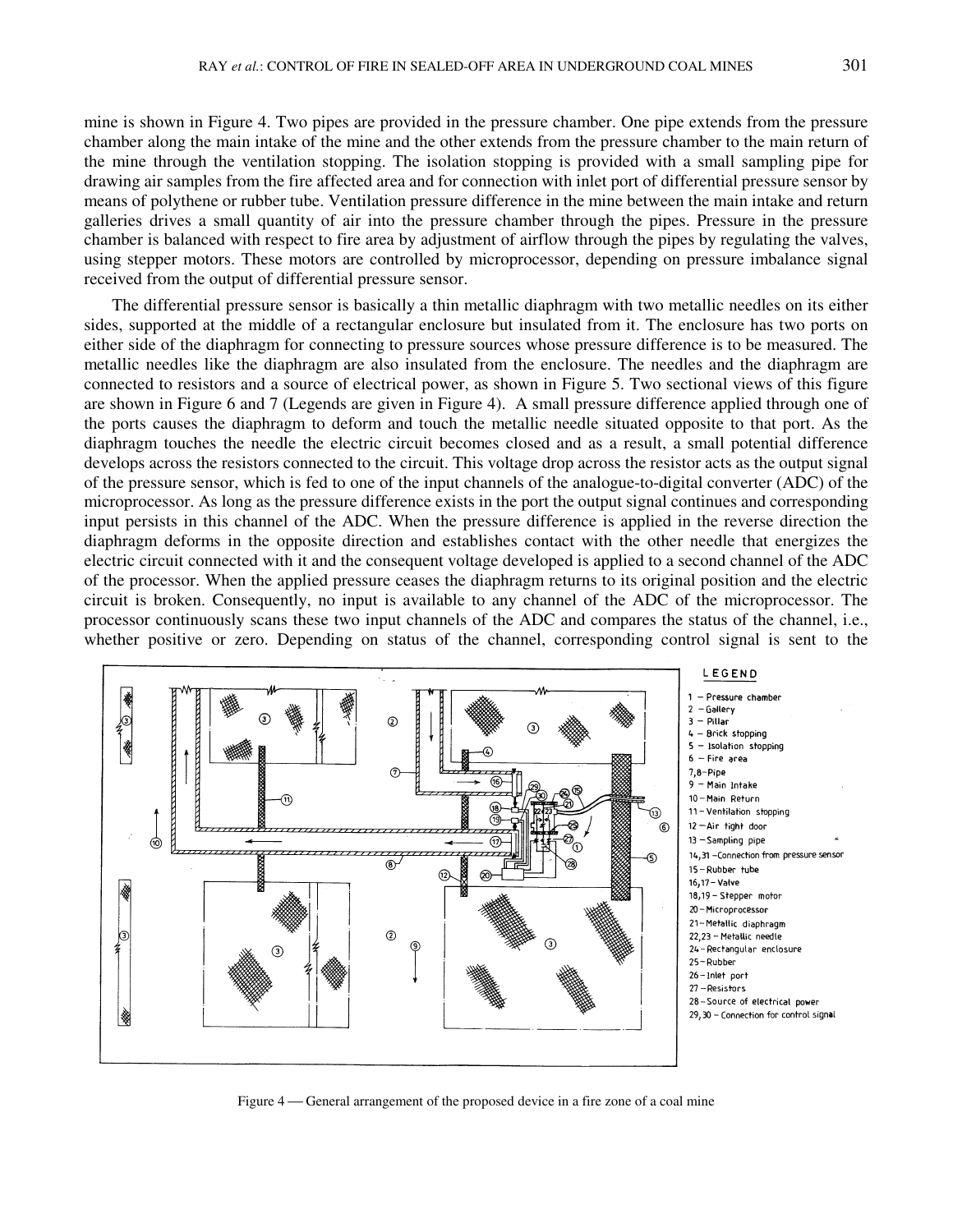mine is shown in Figure 4. Two pipes are provided in the pressure chamber. One pipe extends from the pressure chamber along the main intake of the mine and the other extends from the pressure chamber to the main return of the mine through the ventilation stopping. The isolation stopping is provided with a small sampling pipe for drawing air samples from the fire affected area and for connection with inlet port of differential pressure sensor by means of polythene or rubber tube. Ventilation pressure difference in the mine between the main intake and return galleries drives a small quantity of air into the pressure chamber through the pipes. Pressure in the pressure chamber is balanced with respect to fire area by adjustment of airflow through the pipes by regulating the valves, using stepper motors. These motors are controlled by microprocessor, depending on pressure imbalance signal received from the output of differential pressure sensor.

The differential pressure sensor is basically a thin metallic diaphragm with two metallic needles on its either sides, supported at the middle of a rectangular enclosure but insulated from it. The enclosure has two ports on either side of the diaphragm for connecting to pressure sources whose pressure difference is to be measured. The metallic needles like the diaphragm are also insulated from the enclosure. The needles and the diaphragm are connected to resistors and a source of electrical power, as shown in Figure 5. Two sectional views of this figure are shown in Figure 6 and 7 (Legends are given in Figure 4). A small pressure difference applied through one of the ports causes the diaphragm to deform and touch the metallic needle situated opposite to that port. As the diaphragm touches the needle the electric circuit becomes closed and as a result, a small potential difference develops across the resistors connected to the circuit. This voltage drop across the resistor acts as the output signal of the pressure sensor, which is fed to one of the input channels of the analogue-to-digital converter (ADC) of the microprocessor. As long as the pressure difference exists in the port the output signal continues and corresponding input persists in this channel of the ADC. When the pressure difference is applied in the reverse direction the diaphragm deforms in the opposite direction and establishes contact with the other needle that energizes the electric circuit connected with it and the consequent voltage developed is applied to a second channel of the ADC of the processor. When the applied pressure ceases the diaphragm returns to its original position and the electric circuit is broken. Consequently, no input is available to any channel of the ADC of the microprocessor. The processor continuously scans these two input channels of the ADC and compares the status of the channel, i.e., whether positive or zero. Depending on status of the channel, corresponding control signal is sent to the

LEGEND

1 – Pressure chamber
2 – Gallery
3 – Pillar
4 – Brick stopping
5 – Isolation stopping
6 – Fire area
7,8 – Pipe
9 – Main Intake
10 – Main Return
11 – Ventilation stopping
12 – Air tight door
13 – Sampling pipe
14,31 – Connection from pressure sensor
15 – Rubber tube
16,17 – Valve
18,19 – Stepper motor
20 – Microprocessor
21 – Metallic diaphragm
22,23 – Metallic needle
24 – Rectangular enclosure
25 – Rubber
26 – Inlet port
27 – Resistors
28 – Source of electrical power
29,30 – Connection for control signal

Figure 4 — General arrangement of the proposed device in a fire zone of a coal mine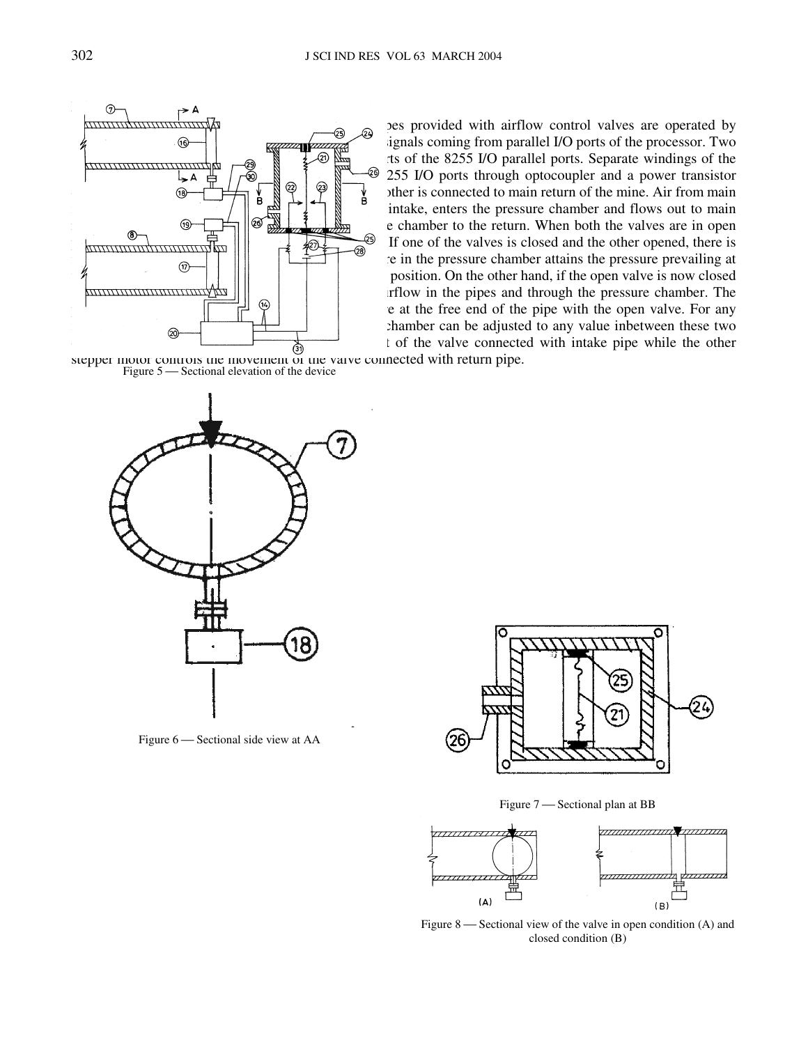pes provided with airflow control valves are operated by signals coming from parallel I/O ports of the processor. Two rts of the 8255 I/O parallel ports. Separate windings of the 255 I/O ports through optocoupler and a power transistor other is connected to main return of the mine. Air from main intake, enters the pressure chamber and flows out to main e chamber to the return. When both the valves are in open If one of the valves is closed and the other opened, there is re in the pressure chamber attains the pressure prevailing at position. On the other hand, if the open valve is now closed irflow in the pipes and through the pressure chamber. The e at the free end of the pipe with the open valve. For any chamber can be adjusted to any value inbetween these two t of the valve connected with intake pipe while the other stepper motor controls the movement of the valve connected with return pipe.

Figure 5 — Sectional elevation of the device

Figure 6 — Sectional side view at AA

Figure 7 — Sectional plan at BB

Figure 8 — Sectional view of the valve in open condition (A) and closed condition (B)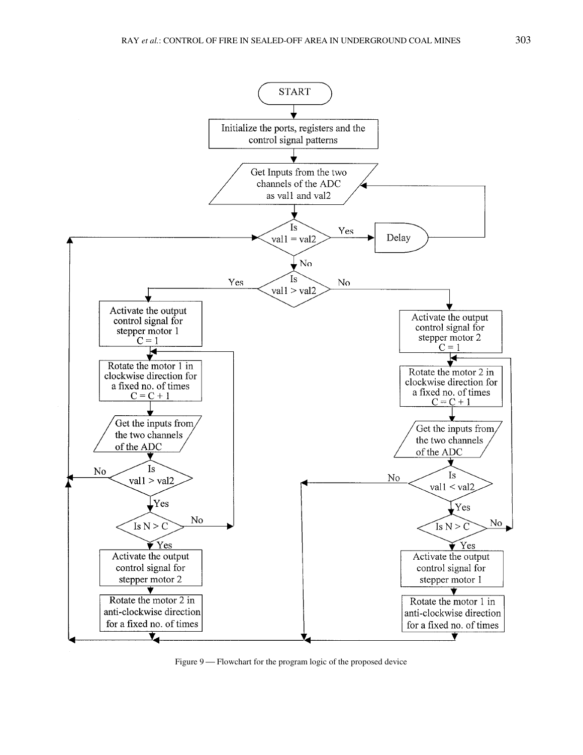START

Initialize the ports, registers and the control signal patterns

Get Inputs from the two channels of the ADC as val1 and val2

Is val1 = val2 — Yes → Delay → (back to Get Inputs)

No ↓

Is val1 > val2

**Yes branch:**

Activate the output control signal for stepper motor 1
C = 1

Rotate the motor 1 in clockwise direction for a fixed no. of times
C = C + 1

Get the inputs from the two channels of the ADC

Is val1 > val2 — No → (back to Is val1 = val2)

Yes ↓

Is N > C — No → (back to Rotate the motor 1 in clockwise direction)

Yes ↓

Activate the output control signal for stepper motor 2

Rotate the motor 2 in anti-clockwise direction for a fixed no. of times

**No branch:**

Activate the output control signal for stepper motor 2
C = 1

Rotate the motor 2 in clockwise direction for a fixed no. of times
C = C + 1

Get the inputs from the two channels of the ADC

Is val1 < val2 — No → (back to Is val1 = val2)

Yes ↓

Is N > C — No → (back to Rotate the motor 2 in clockwise direction)

Yes ↓

Activate the output control signal for stepper motor 1

Rotate the motor 1 in anti-clockwise direction for a fixed no. of times

Figure 9 — Flowchart for the program logic of the proposed device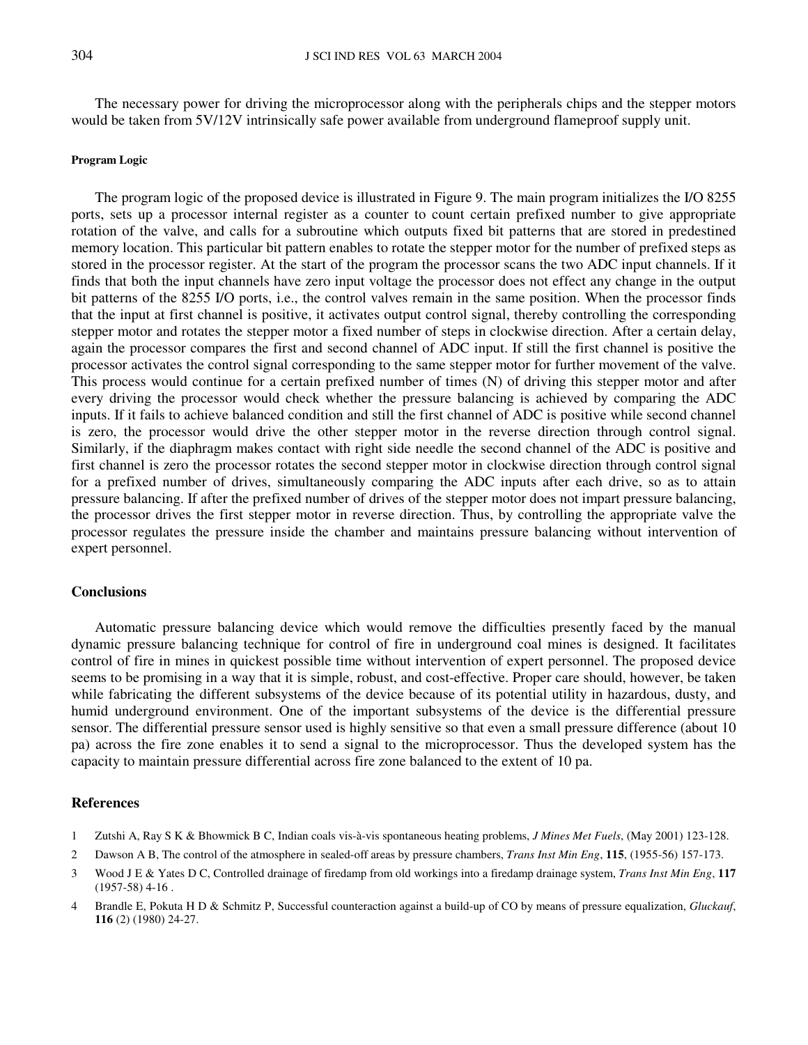The necessary power for driving the microprocessor along with the peripherals chips and the stepper motors would be taken from 5V/12V intrinsically safe power available from underground flameproof supply unit.

#### Program Logic

The program logic of the proposed device is illustrated in Figure 9. The main program initializes the I/O 8255 ports, sets up a processor internal register as a counter to count certain prefixed number to give appropriate rotation of the valve, and calls for a subroutine which outputs fixed bit patterns that are stored in predestined memory location. This particular bit pattern enables to rotate the stepper motor for the number of prefixed steps as stored in the processor register. At the start of the program the processor scans the two ADC input channels. If it finds that both the input channels have zero input voltage the processor does not effect any change in the output bit patterns of the 8255 I/O ports, i.e., the control valves remain in the same position. When the processor finds that the input at first channel is positive, it activates output control signal, thereby controlling the corresponding stepper motor and rotates the stepper motor a fixed number of steps in clockwise direction. After a certain delay, again the processor compares the first and second channel of ADC input. If still the first channel is positive the processor activates the control signal corresponding to the same stepper motor for further movement of the valve. This process would continue for a certain prefixed number of times (N) of driving this stepper motor and after every driving the processor would check whether the pressure balancing is achieved by comparing the ADC inputs. If it fails to achieve balanced condition and still the first channel of ADC is positive while second channel is zero, the processor would drive the other stepper motor in the reverse direction through control signal. Similarly, if the diaphragm makes contact with right side needle the second channel of the ADC is positive and first channel is zero the processor rotates the second stepper motor in clockwise direction through control signal for a prefixed number of drives, simultaneously comparing the ADC inputs after each drive, so as to attain pressure balancing. If after the prefixed number of drives of the stepper motor does not impart pressure balancing, the processor drives the first stepper motor in reverse direction. Thus, by controlling the appropriate valve the processor regulates the pressure inside the chamber and maintains pressure balancing without intervention of expert personnel.

### Conclusions

Automatic pressure balancing device which would remove the difficulties presently faced by the manual dynamic pressure balancing technique for control of fire in underground coal mines is designed. It facilitates control of fire in mines in quickest possible time without intervention of expert personnel. The proposed device seems to be promising in a way that it is simple, robust, and cost-effective. Proper care should, however, be taken while fabricating the different subsystems of the device because of its potential utility in hazardous, dusty, and humid underground environment. One of the important subsystems of the device is the differential pressure sensor. The differential pressure sensor used is highly sensitive so that even a small pressure difference (about 10 pa) across the fire zone enables it to send a signal to the microprocessor. Thus the developed system has the capacity to maintain pressure differential across fire zone balanced to the extent of 10 pa.

### References

1. Zutshi A, Ray S K & Bhowmick B C, Indian coals vis-à-vis spontaneous heating problems, *J Mines Met Fuels*, (May 2001) 123-128.
2. Dawson A B, The control of the atmosphere in sealed-off areas by pressure chambers, *Trans Inst Min Eng*, **115**, (1955-56) 157-173.
3. Wood J E & Yates D C, Controlled drainage of firedamp from old workings into a firedamp drainage system, *Trans Inst Min Eng*, **117** (1957-58) 4-16 .
4. Brandle E, Pokuta H D & Schmitz P, Successful counteraction against a build-up of CO by means of pressure equalization, *Gluckauf*, **116** (2) (1980) 24-27.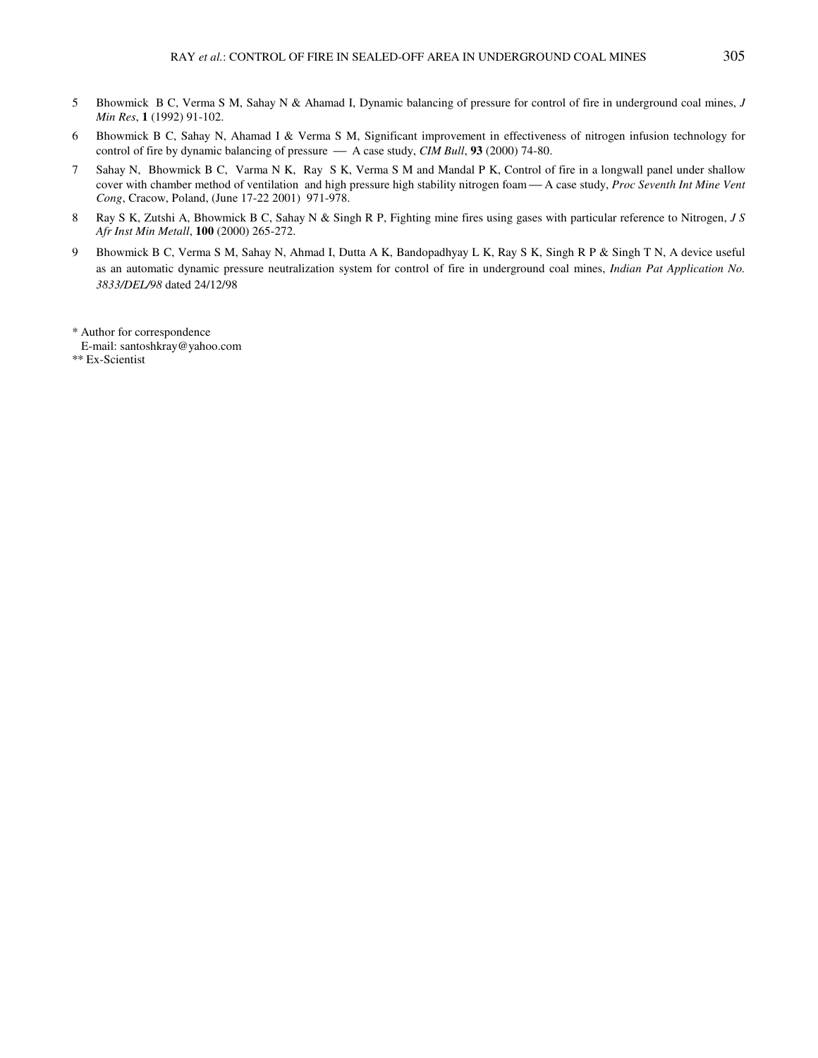5. Bhowmick B C, Verma S M, Sahay N & Ahamad I, Dynamic balancing of pressure for control of fire in underground coal mines, *J Min Res*, **1** (1992) 91-102.

6. Bhowmick B C, Sahay N, Ahamad I & Verma S M, Significant improvement in effectiveness of nitrogen infusion technology for control of fire by dynamic balancing of pressure — A case study, *CIM Bull*, **93** (2000) 74-80.

7. Sahay N, Bhowmick B C, Varma N K, Ray S K, Verma S M and Mandal P K, Control of fire in a longwall panel under shallow cover with chamber method of ventilation and high pressure high stability nitrogen foam — A case study, *Proc Seventh Int Mine Vent Cong*, Cracow, Poland, (June 17-22 2001) 971-978.

8. Ray S K, Zutshi A, Bhowmick B C, Sahay N & Singh R P, Fighting mine fires using gases with particular reference to Nitrogen, *J S Afr Inst Min Metall*, **100** (2000) 265-272.

9. Bhowmick B C, Verma S M, Sahay N, Ahmad I, Dutta A K, Bandopadhyay L K, Ray S K, Singh R P & Singh T N, A device useful as an automatic dynamic pressure neutralization system for control of fire in underground coal mines, *Indian Pat Application No. 3833/DEL/98* dated 24/12/98

\* Author for correspondence
E-mail: santoshkray@yahoo.com

\*\* Ex-Scientist